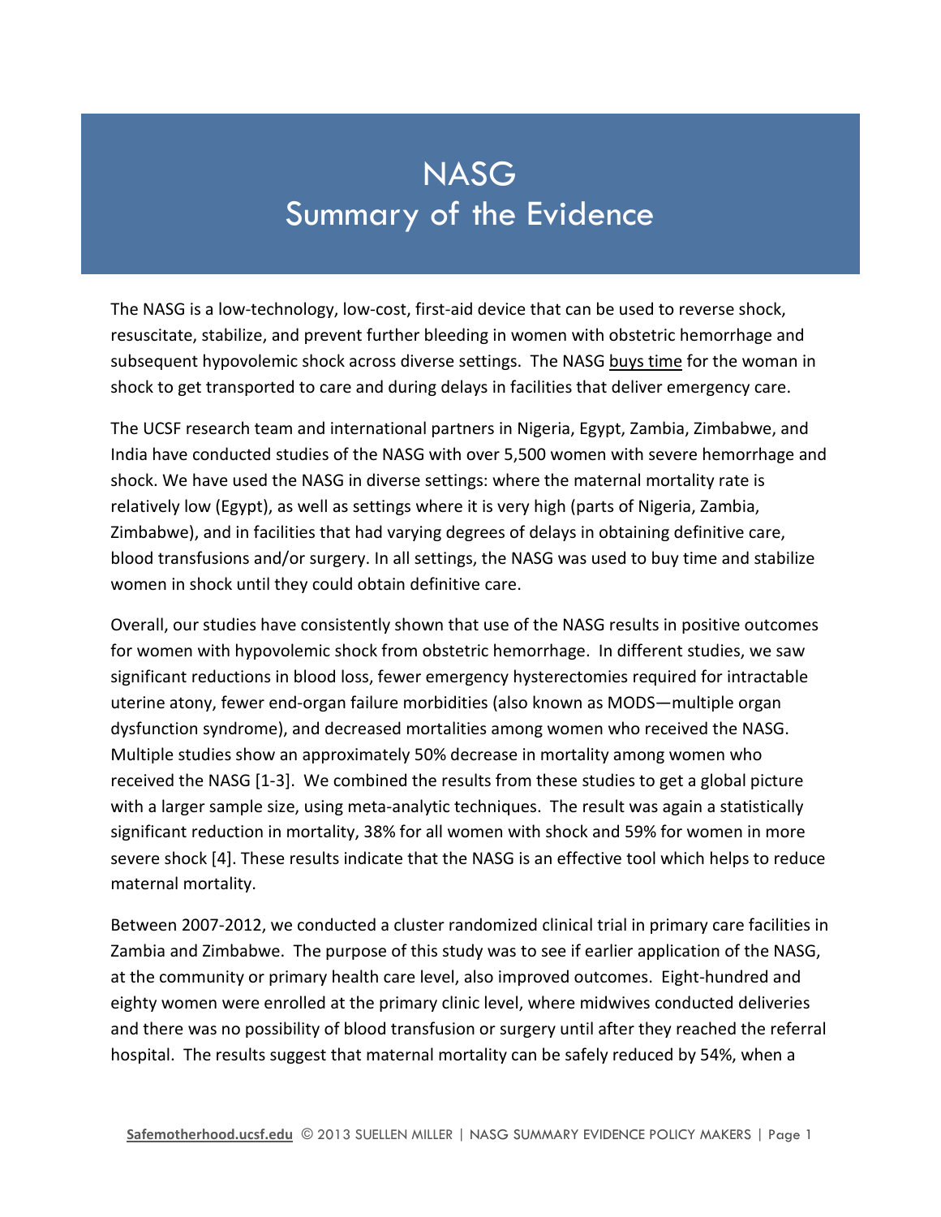# NASG
# Summary of the Evidence

The NASG is a low-technology, low-cost, first-aid device that can be used to reverse shock, resuscitate, stabilize, and prevent further bleeding in women with obstetric hemorrhage and subsequent hypovolemic shock across diverse settings. The NASG buys time for the woman in shock to get transported to care and during delays in facilities that deliver emergency care.

The UCSF research team and international partners in Nigeria, Egypt, Zambia, Zimbabwe, and India have conducted studies of the NASG with over 5,500 women with severe hemorrhage and shock. We have used the NASG in diverse settings: where the maternal mortality rate is relatively low (Egypt), as well as settings where it is very high (parts of Nigeria, Zambia, Zimbabwe), and in facilities that had varying degrees of delays in obtaining definitive care, blood transfusions and/or surgery. In all settings, the NASG was used to buy time and stabilize women in shock until they could obtain definitive care.

Overall, our studies have consistently shown that use of the NASG results in positive outcomes for women with hypovolemic shock from obstetric hemorrhage. In different studies, we saw significant reductions in blood loss, fewer emergency hysterectomies required for intractable uterine atony, fewer end-organ failure morbidities (also known as MODS—multiple organ dysfunction syndrome), and decreased mortalities among women who received the NASG. Multiple studies show an approximately 50% decrease in mortality among women who received the NASG [1-3]. We combined the results from these studies to get a global picture with a larger sample size, using meta-analytic techniques. The result was again a statistically significant reduction in mortality, 38% for all women with shock and 59% for women in more severe shock [4]. These results indicate that the NASG is an effective tool which helps to reduce maternal mortality.

Between 2007-2012, we conducted a cluster randomized clinical trial in primary care facilities in Zambia and Zimbabwe. The purpose of this study was to see if earlier application of the NASG, at the community or primary health care level, also improved outcomes. Eight-hundred and eighty women were enrolled at the primary clinic level, where midwives conducted deliveries and there was no possibility of blood transfusion or surgery until after they reached the referral hospital. The results suggest that maternal mortality can be safely reduced by 54%, when a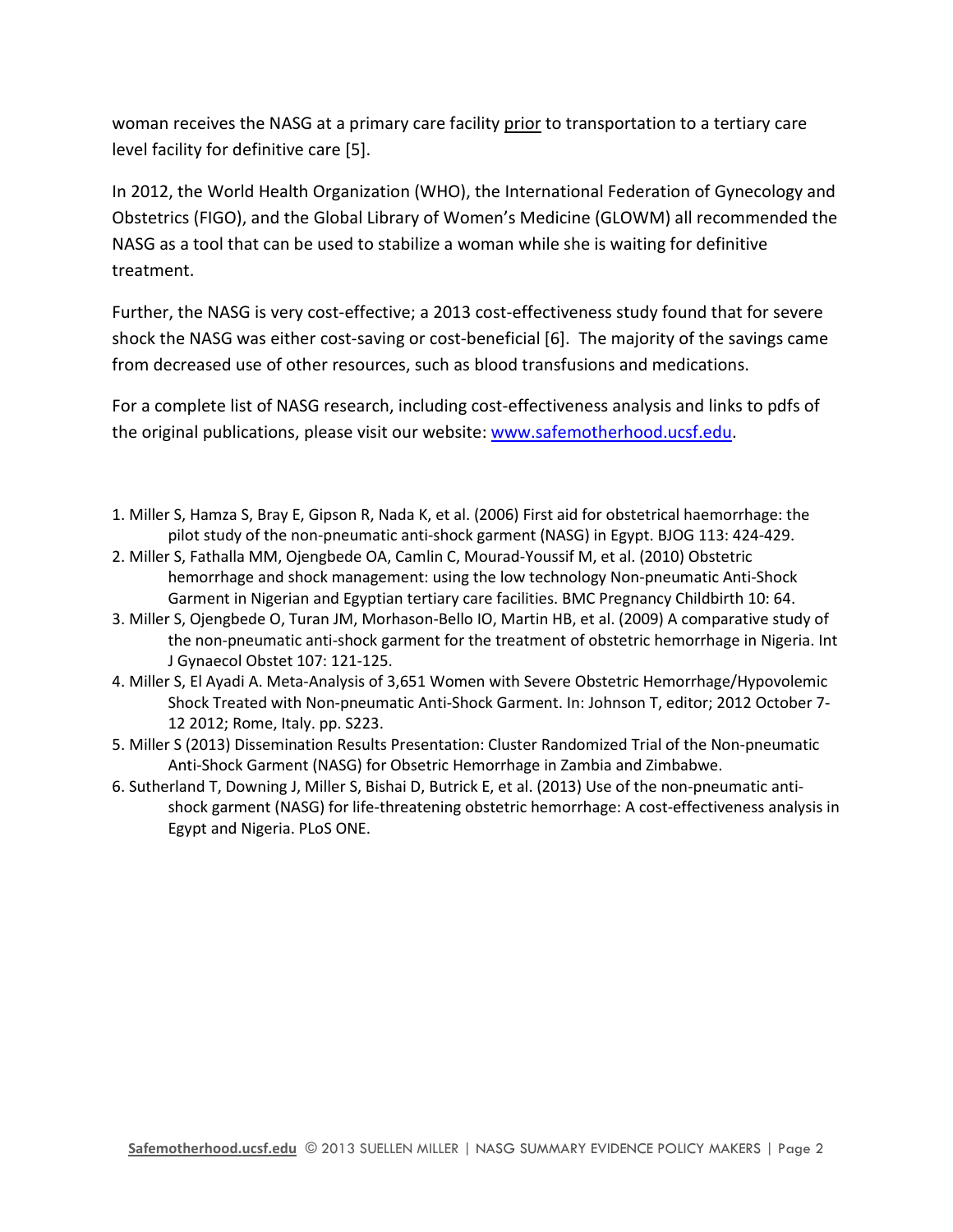woman receives the NASG at a primary care facility prior to transportation to a tertiary care level facility for definitive care [5].

In 2012, the World Health Organization (WHO), the International Federation of Gynecology and Obstetrics (FIGO), and the Global Library of Women's Medicine (GLOWM) all recommended the NASG as a tool that can be used to stabilize a woman while she is waiting for definitive treatment.

Further, the NASG is very cost-effective; a 2013 cost-effectiveness study found that for severe shock the NASG was either cost-saving or cost-beneficial [6]. The majority of the savings came from decreased use of other resources, such as blood transfusions and medications.

For a complete list of NASG research, including cost-effectiveness analysis and links to pdfs of the original publications, please visit our website: [www.safemotherhood.ucsf.edu](http://www.safemotherhood.ucsf.edu).

1. Miller S, Hamza S, Bray E, Gipson R, Nada K, et al. (2006) First aid for obstetrical haemorrhage: the pilot study of the non-pneumatic anti-shock garment (NASG) in Egypt. BJOG 113: 424-429.
2. Miller S, Fathalla MM, Ojengbede OA, Camlin C, Mourad-Youssif M, et al. (2010) Obstetric hemorrhage and shock management: using the low technology Non-pneumatic Anti-Shock Garment in Nigerian and Egyptian tertiary care facilities. BMC Pregnancy Childbirth 10: 64.
3. Miller S, Ojengbede O, Turan JM, Morhason-Bello IO, Martin HB, et al. (2009) A comparative study of the non-pneumatic anti-shock garment for the treatment of obstetric hemorrhage in Nigeria. Int J Gynaecol Obstet 107: 121-125.
4. Miller S, El Ayadi A. Meta-Analysis of 3,651 Women with Severe Obstetric Hemorrhage/Hypovolemic Shock Treated with Non-pneumatic Anti-Shock Garment. In: Johnson T, editor; 2012 October 7-12 2012; Rome, Italy. pp. S223.
5. Miller S (2013) Dissemination Results Presentation: Cluster Randomized Trial of the Non-pneumatic Anti-Shock Garment (NASG) for Obsetric Hemorrhage in Zambia and Zimbabwe.
6. Sutherland T, Downing J, Miller S, Bishai D, Butrick E, et al. (2013) Use of the non-pneumatic anti-shock garment (NASG) for life-threatening obstetric hemorrhage: A cost-effectiveness analysis in Egypt and Nigeria. PLoS ONE.